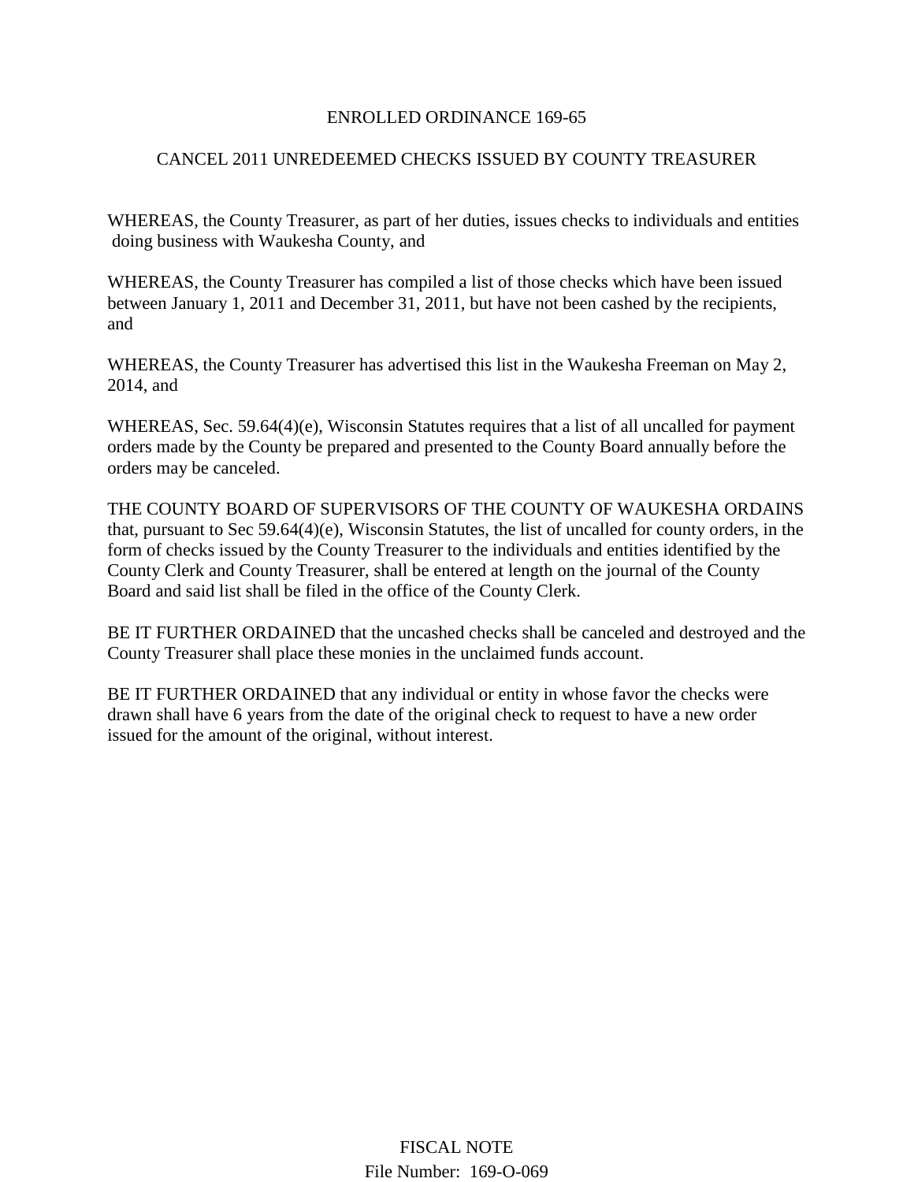# ENROLLED ORDINANCE 169-65

## CANCEL 2011 UNREDEEMED CHECKS ISSUED BY COUNTY TREASURER

WHEREAS, the County Treasurer, as part of her duties, issues checks to individuals and entities doing business with Waukesha County, and

WHEREAS, the County Treasurer has compiled a list of those checks which have been issued between January 1, 2011 and December 31, 2011, but have not been cashed by the recipients, and

WHEREAS, the County Treasurer has advertised this list in the Waukesha Freeman on May 2, 2014, and

WHEREAS, Sec. 59.64(4)(e), Wisconsin Statutes requires that a list of all uncalled for payment orders made by the County be prepared and presented to the County Board annually before the orders may be canceled.

THE COUNTY BOARD OF SUPERVISORS OF THE COUNTY OF WAUKESHA ORDAINS that, pursuant to Sec 59.64(4)(e), Wisconsin Statutes, the list of uncalled for county orders, in the form of checks issued by the County Treasurer to the individuals and entities identified by the County Clerk and County Treasurer, shall be entered at length on the journal of the County Board and said list shall be filed in the office of the County Clerk.

BE IT FURTHER ORDAINED that the uncashed checks shall be canceled and destroyed and the County Treasurer shall place these monies in the unclaimed funds account.

BE IT FURTHER ORDAINED that any individual or entity in whose favor the checks were drawn shall have 6 years from the date of the original check to request to have a new order issued for the amount of the original, without interest.

FISCAL NOTE

File Number: 169-O-069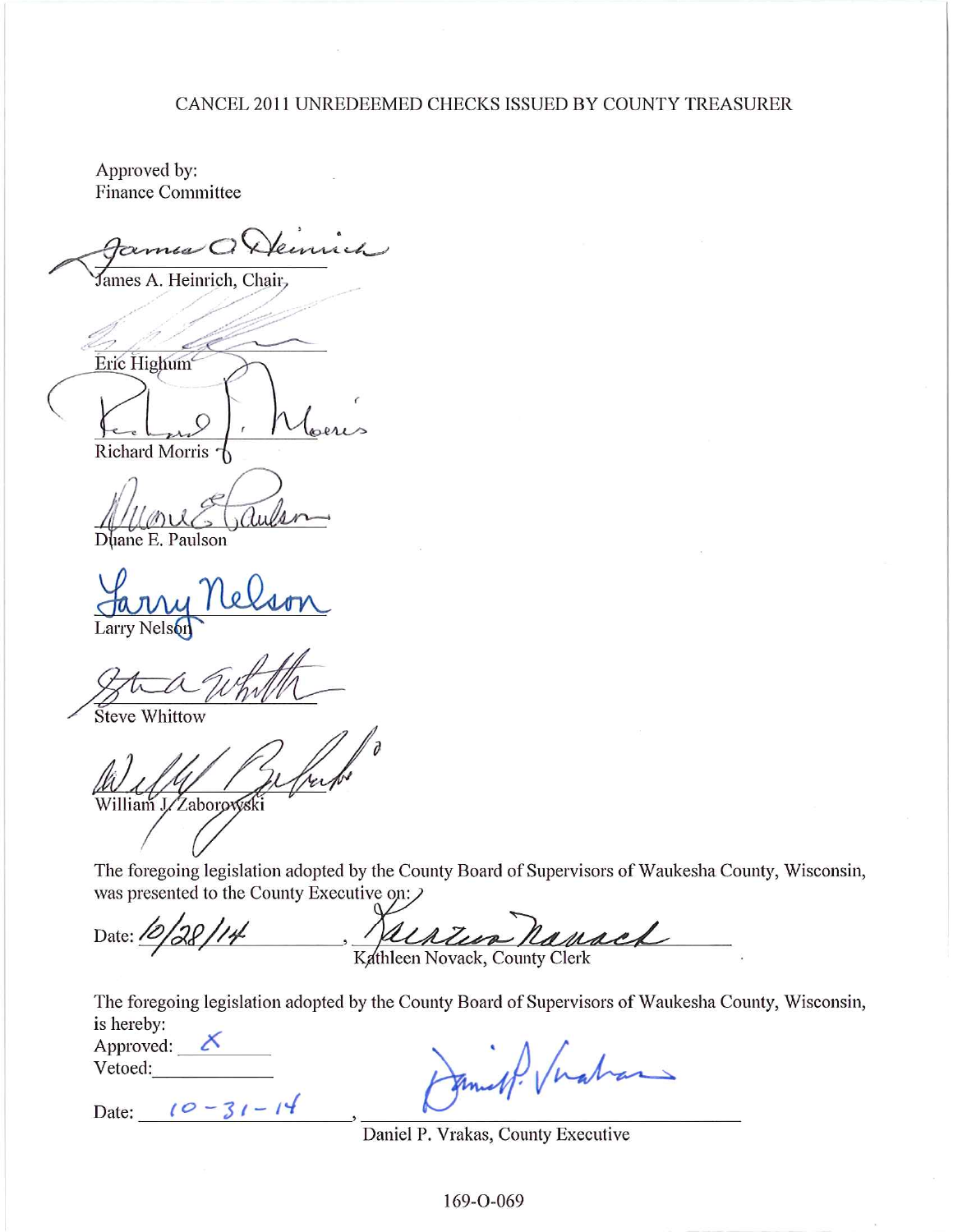CANCEL 2011 UNREDEEMED CHECKS ISSUED BY COUNTY TREASURER

Approved by:
Finance Committee

James A. Heinrich, Chair

Eric Highum

Richard Morris

Duane E. Paulson

Larry Nelson

Steve Whittow

William J. Zaborowski

The foregoing legislation adopted by the County Board of Supervisors of Waukesha County, Wisconsin, was presented to the County Executive on:

Date: 10/28/14, Kathleen Novack, County Clerk

The foregoing legislation adopted by the County Board of Supervisors of Waukesha County, Wisconsin, is hereby:

Approved: X
Vetoed: ______

Date: 10-31-14, Daniel P. Vrakas, County Executive

169-O-069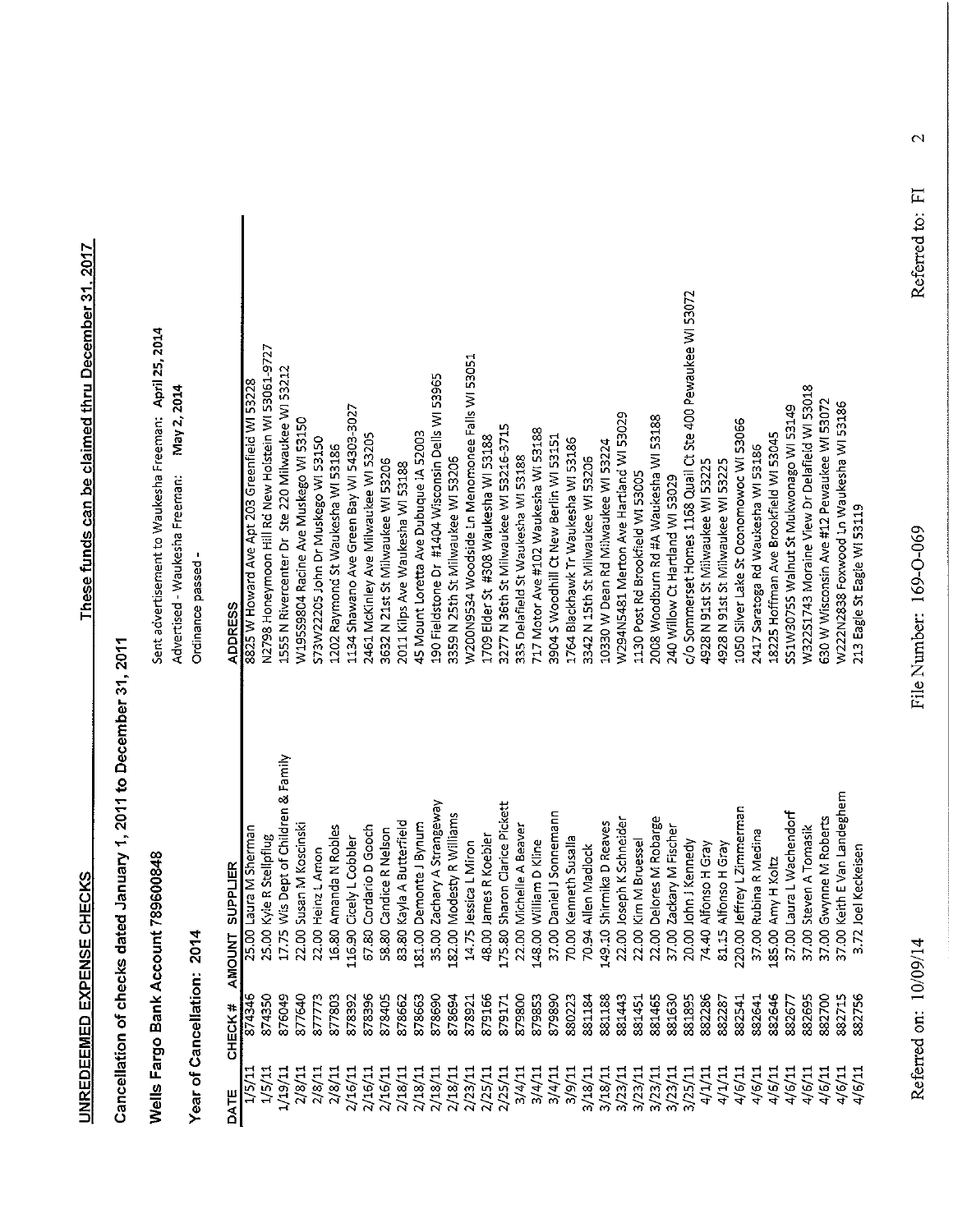**UNREDEEMED EXPENSE CHECKS** — **These funds can be claimed thru December 31, 2017**

## Cancellation of checks dated January 1, 2011 to December 31, 2011

**Wells Fargo Bank Account 789600848**

Sent advertisement to Waukesha Freeman: **April 25, 2014**

Advertised - Waukesha Freeman: **May 2, 2014**

Ordinance passed -

**Year of Cancellation: 2014**

| DATE | CHECK # | AMOUNT | SUPPLIER | ADDRESS |
|---|---|---|---|---|
| 1/5/11 | 874346 | 25.00 | Laura M Sherman | 8825 W Howard Ave Apt 203 Greenfield WI 53228 |
| 1/5/11 | 874350 | 25.00 | Kyle R Stellpflug | N2798 Honeymoon Hill Rd New Holstein WI 53061-9727 |
| 1/19/11 | 876049 | 17.75 | Wis Dept of Children & Family | 1555 N Rivercenter Dr Ste 220 Milwaukee WI 53212 |
| 2/8/11 | 877640 | 22.00 | Susan M Koscinski | W195S9804 Racine Ave Muskego WI 53150 |
| 2/8/11 | 877773 | 22.00 | Heinz L Amon | S73W22205 John Dr Muskego WI 53150 |
| 2/8/11 | 877803 | 16.80 | Amanda N Robles | 1202 Raymond St Waukesha WI 53186 |
| 2/16/11 | 878392 | 116.90 | Cicely L Cobbler | 1134 Shawano Ave Green Bay WI 54303-3027 |
| 2/16/11 | 878396 | 67.80 | Cordario D Gooch | 2461 McKinley Ave Milwaukee WI 53205 |
| 2/16/11 | 878405 | 58.80 | Candice R Nelson | 3632 N 21st St Milwaukee WI 53206 |
| 2/18/11 | 878662 | 83.80 | Kayla A Butterfield | 2011 Kilps Ave Waukesha WI 53188 |
| 2/18/11 | 878663 | 181.00 | Demonte J Bynum | 45 Mount Loretta Ave Dubuque IA 52003 |
| 2/18/11 | 878690 | 35.00 | Zachary A Strangeway | 190 Fieldstone Dr #1404 Wisconsin Dells WI 53965 |
| 2/18/11 | 878694 | 182.00 | Modesty R Williams | 3359 N 25th St Milwaukee WI 53206 |
| 2/23/11 | 878921 | 14.75 | Jessica L Miron | W200N9534 Woodside Ln Menomonee Falls WI 53051 |
| 2/25/11 | 879166 | 48.00 | James R Koebler | 1709 Elder St #308 Waukesha WI 53188 |
| 2/25/11 | 879171 | 175.80 | Sharon Clarice Pickett | 3277 N 36th St Milwaukee WI 53216-3715 |
| 3/4/11 | 879800 | 22.00 | Michelle A Beaver | 335 Delafield St Waukesha WI 53188 |
| 3/4/11 | 879853 | 148.00 | William D Kline | 717 Motor Ave #102 Waukesha WI 53188 |
| 3/4/11 | 879890 | 37.00 | Daniel J Sonnemann | 3904 S Woodhill Ct New Berlin WI 53151 |
| 3/9/11 | 880223 | 70.00 | Kenneth Susalla | 1764 Blackhawk Tr Waukesha WI 53186 |
| 3/18/11 | 881184 | 70.94 | Allen Madlock | 3342 N 15th St Milwaukee WI 53206 |
| 3/18/11 | 881188 | 149.10 | Shirmika D Reaves | 10330 W Dean Rd Milwaukee WI 53224 |
| 3/23/11 | 881443 | 22.00 | Joseph K Schneider | W294N5481 Merton Ave Hartland WI 53029 |
| 3/23/11 | 881451 | 22.00 | Kim M Bruessel | 1130 Post Rd Brookfield WI 53005 |
| 3/23/11 | 881465 | 22.00 | Delores M Robarge | 2008 Woodburn Rd #A Waukesha WI 53188 |
| 3/23/11 | 881630 | 37.00 | Zackary M Fischer | 240 Willow Ct Hartland WI 53029 |
| 3/25/11 | 881895 | 20.00 | John J Kennedy | c/o Sommerset Homes 1168 Quail Ct Ste 400 Pewaukee WI 53072 |
| 4/1/11 | 882286 | 74.40 | Alfonso H Gray | 4928 N 91st St Milwaukee WI 53225 |
| 4/1/11 | 882287 | 81.15 | Alfonso H Gray | 4928 N 91st St Milwaukee WI 53225 |
| 4/6/11 | 882541 | 220.00 | Jeffrey L Zimmerman | 1050 Silver Lake St Oconomowoc WI 53066 |
| 4/6/11 | 882641 | 37.00 | Rubina R Medina | 2417 Saratoga Rd Waukesha WI 53186 |
| 4/6/11 | 882646 | 185.00 | Amy H Koltz | 18225 Hoffman Ave Brookfield WI 53045 |
| 4/6/11 | 882677 | 37.00 | Laura L Wachendorf | S51W30755 Walnut St Mukwonago WI 53149 |
| 4/6/11 | 882695 | 37.00 | Steven A Tomasik | W322S1743 Moraine View Dr Delafield WI 53018 |
| 4/6/11 | 882700 | 37.00 | Gwynne M Roberts | 630 W Wisconsin Ave #12 Pewaukee WI 53072 |
| 4/6/11 | 882715 | 37.00 | Keith E Van Landeghem | W222N2838 Foxwood Ln Waukesha WI 53186 |
| 4/6/11 | 882756 | 3.72 | Joel Keckeisen | 213 Eagle St Eagle WI 53119 |

Referred on: 10/09/14 — File Number: 169-O-069 — Referred to: FI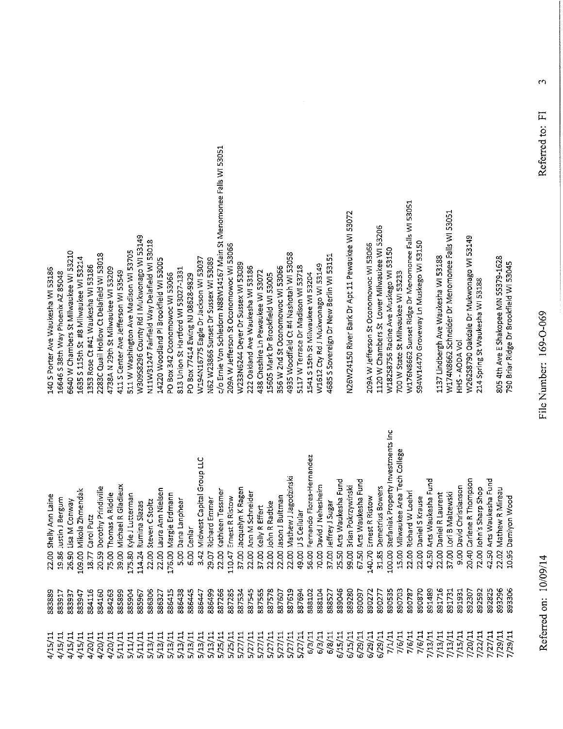| | | | | |
|---|---|---|---|---|
| 4/15/11 | 883889 | 22.00 | Shelly Ann Laine | 140 S Porter Ave Waukesha WI 53186 |
| 4/15/11 | 883917 | 19.86 | Justin J Bergum | 16646 S 38th Way Phoenix AZ 85048 |
| 4/15/11 | 883937 | 26.50 | Lisa M Conway | 6640 W Chambers St Milwaukee WI 53210 |
| 4/15/11 | 883947 | 109.00 | Mikola Zmendak | 1635 S 115th St #8 Milwaukee WI 53214 |
| 4/20/11 | 884116 | 18.77 | Carol Putz | 1353 Rose Ct #41 Waukesha WI 53186 |
| 4/20/11 | 884160 | 20.59 | Dorothy Prindiville | 2283C Quail Hollow Ct Delafield WI 53018 |
| 4/20/11 | 884263 | 75.00 | Thomas A Riddle | 4738A N 29th St Milwaukee WI 53209 |
| 5/11/11 | 885899 | 39.00 | Michael R Gladieux | 411 S Center Ave Jefferson WI 53549 |
| 5/11/11 | 885904 | 175.80 | Kyle J Lutterman | 511 W Washington Ave Madison WI 53705 |
| 5/11/11 | 885967 | 114.24 | Rumina Slazas | W309S8296 County Rd I Mukwonago WI 53149 |
| 5/13/11 | 886306 | 22.00 | Steven C Stoltz | N11W31247 Fairfield Way Delafield WI 53018 |
| 5/13/11 | 886327 | 22.00 | Laura Ann Nielsen | 14220 Woodland Pl Brookfield WI 53005 |
| 5/13/11 | 886415 | 176.00 | Margie Erdmann | PO Box 342 Oconomowoc WI 53066 |
| 5/13/11 | 886438 | 5.00 | Dana Lanphear | 813 Union St Hartford WI 53027-1331 |
| 5/13/11 | 886445 | 6.00 | Cenlar | PO Box 77414 Ewing NJ 08628-9829 |
| 5/13/11 | 886447 | 3.42 | Midwest Capital Group LLC | W194N16775 Eagle Dr Jackson WI 53037 |
| 5/13/11 | 886499 | 29.07 | Richard Emmer | N62 W23866 Sunset Dr Sussex WI 53089 |
| 5/25/11 | 887266 | 22.00 | Kathleen Tessmer | c/o Ernie Von Schledorn N88W14167 Main St Menomonee Falls WI 53051 |
| 5/25/11 | 887285 | 110.47 | Ernest R Ristow | 209A W Jefferson St Oconomowoc WI 53066 |
| 5/27/11 | 887534 | 37.00 | Jacquelyn K Ragen | W233N6244 Deyer Dr Sussex WI 53089 |
| 5/27/11 | 887545 | 22.00 | Ann M Schneider | 222 Oakland Ave Waukesha WI 53186 |
| 5/27/11 | 887565 | 37.00 | Kelly R Effert | 438 Cheshire Ln Pewaukee WI 53072 |
| 5/27/11 | 887578 | 22.00 | John R Radtke | 15605 Mark Dr Brookfield WI 53005 |
| 5/27/11 | 887607 | 22.00 | Jason J Bultman | 356 W 2nd St Oconomowoc WI 53066 |
| 5/27/11 | 887619 | 22.00 | Mathew J Jagodzinski | 4935 Woodfield Ct #4 Nashotah WI 53058 |
| 5/27/11 | 887694 | 49.00 | U S Cellular | 5117 W Terrace Dr Madison WI 53718 |
| 6/3/11 | 888102 | 56.00 | Fernando Flores-Hernandez | 1541 S 15th St Milwaukee WI 53204 |
| 6/3/11 | 888104 | 70.00 | David J Nehesheim | W1612 Cty Rd J Mukwonago WI 53149 |
| 6/8/11 | 888527 | 37.00 | Jeffrey J Sugar | 4685 S Sovereign Dr New Berlin WI 53151 |
| 6/15/11 | 889046 | 25.50 | Arts Waukesha Fund | |
| 6/15/11 | 889280 | 99.00 | Brian Pokrzywinski | N26W24150 River Bark Dr Apt 11 Pewaukee WI 53072 |
| 6/29/11 | 890097 | 67.50 | Arts Waukesha Fund | |
| 6/29/11 | 890272 | 140.70 | Ernest R Ristow | 209A W Jefferson St Oconomowoc WI 53066 |
| 6/29/11 | 890277 | 31.85 | Demetrius Bowers | 1120 W Chambers St Lower Milwaukee WI 53206 |
| 7/1/11 | 890535 | 100.00 | Stefaniak Property Investments Inc | W182S8756 Racine Ave Muskego WI 53150 |
| 7/6/11 | 890703 | 15.00 | Milwaukee Area Tech College | 700 W State St Milwaukee WI 53233 |
| 7/6/11 | 890787 | 22.00 | Richard W Loehrl | W176N8662 Sunset Ridge Dr Menomonee Falls WI 53051 |
| 7/6/11 | 890870 | 22.00 | Daniel S Krause | S94W14470 Groveway Ln Muskego WI 53150 |
| 7/13/11 | 891489 | 42.50 | Arts Waukesha Fund | |
| 7/13/11 | 891716 | 22.00 | Daniel R Laurent | 1137 Lindbergh Ave Waukesha WI 53188 |
| 7/13/11 | 891731 | 37.00 | Lori B Malzewski | W174N8662 Schneider Dr Menomonee Falls WI 53051 |
| 7/15/11 | 891931 | 9.00 | David Christianson | HHS - AODA Vol |
| 7/20/11 | 892307 | 20.40 | Carlene R Thompson | W262S8790 Oakdale Dr Mukwonago WI 53149 |
| 7/22/11 | 892592 | 72.00 | John's Sharp Shop | 214 Spring St Waukesha WI 53188 |
| 7/27/11 | 892825 | 42.50 | Arts Waukesha Fund | |
| 7/29/11 | 893296 | 22.02 | Mathew R Mireau | 805 4th Ave E Shakopee MN 55379-1628 |
| 7/29/11 | 893306 | 10.95 | Damiyon Wood | 790 Briar Ridge Dr Brookfield WI 53045 |

Referred on: 10/09/14 File Number: 169-O-069 Referred to: FI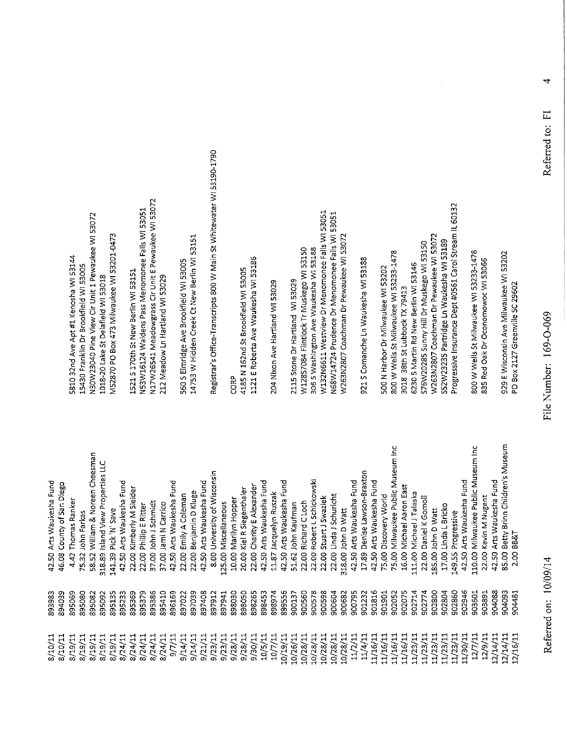| Date | Number | Amount | Payee | Address |
| --- | --- | --- | --- | --- |
| 8/10/11 | 893983 | 42.50 | Arts Waukesha Fund | |
| 8/10/11 | 894039 | 46.08 | County of San Diego | |
| 8/19/11 | 895069 | 4.42 | Thomas Ranker | 5810 32nd Ave Apt #1 Kenosha WI 53144 |
| 8/19/11 | 895080 | 75.32 | John Farkas | 15430 Franklin Dr Brookfield WI 53005 |
| 8/19/11 | 895082 | 58.52 | William & Noreen Cheesman | N30W23040 Pine View Cir Unit 1 Pewaukee WI 53072 |
| 8/19/11 | 895092 | 318.89 | Island View Properties LLC | 1018-20 Lake St Delafield WI 53018 |
| 8/19/11 | 895135 | 141.39 | Pick N' Save | MS2870 PO Box 473 Milwaukee WI 53201-0473 |
| 8/24/11 | 895233 | 42.50 | Arts Waukesha Fund | |
| 8/24/11 | 895369 | 22.00 | Kimberly M Sleider | 1521 S 170th St New Berlin WI 53151 |
| 8/24/11 | 895379 | 22.00 | Phillip E Ritter | N53W16124 Waldens Pass Menomonee Falls WI 53051 |
| 8/24/11 | 895386 | 37.00 | John J Schmidt | N17W26541 Meadowgrass Cir Unit E Pewaukee WI 53072 |
| 8/24/11 | 895410 | 37.00 | Jami N Carrico | 212 Meadow Ln Hartland WI 53029 |
| 9/7/11 | 896169 | 42.50 | Arts Waukesha Fund | |
| 9/14/11 | 897022 | 22.00 | Emily A Coleman | 560 S Elmridge Ave Brookfield WI 53005 |
| 9/14/11 | 897039 | 22.00 | Benjamin D Kluge | 14753 W Hidden Creek Ct New Berlin WI 53151 |
| 9/21/11 | 897408 | 42.50 | Arts Waukesha Fund | |
| 9/23/11 | 897912 | 8.00 | University of Wisconsin | Registrar's Office-Transcripts 800 W Main St Whitewater WI 53190-1790 |
| 9/23/11 | 897941 | 125.00 | Miscellaneous | |
| 9/28/11 | 898030 | 10.00 | Marilyn Hopper | CORP |
| 9/28/11 | 898050 | 20.00 | Kiel R Siegenthaler | 4185 N 162nd St Brookfield WI 53005 |
| 9/30/11 | 898265 | 22.00 | Charity E Alexander | 1121 E Roberta Ave Waukesha WI 53186 |
| 10/5/11 | 898453 | 42.50 | Arts Waukesha Fund | |
| 10/7/11 | 898974 | 11.87 | Jacquelyn Ruszak | 204 Nixon Ave Hartland WI 53029 |
| 10/19/11 | 899556 | 42.50 | Arts Waukesha Fund | |
| 10/26/11 | 900137 | 51.62 | John Kaufman | 2115 Stone Dr Hartland WI 53029 |
| 10/28/11 | 900560 | 22.00 | Richard C Loch | W128S7084 Flintlock Tr Muskego WI 53150 |
| 10/28/11 | 900578 | 22.00 | Robert L Schickowski | 306 S Washington Ave Waukesha WI 53188 |
| 10/28/11 | 900598 | 22.00 | Stuart J Swaziek | W132N6611 Westview Dr Menomonee Falls WI 53051 |
| 10/28/11 | 900604 | 22.00 | Linda J Schuricht | N68W14724 Prudence Dr Menomonee Falls WI 53051 |
| 10/28/11 | 900682 | 318.00 | John D Watt | W263N2807 Coachman Dr Pewaukee WI 53072 |
| 11/2/11 | 900795 | 42.50 | Arts Waukesha Fund | |
| 11/4/11 | 901232 | 17.89 | Denise Lawson-Braxton | 921 S Comanche Ln Waukesha WI 53188 |
| 11/16/11 | 901816 | 42.50 | Arts Waukesha Fund | |
| 11/16/11 | 901901 | 75.00 | Discovery World | 500 N Harbor Dr Milwaukee WI 53202 |
| 11/16/11 | 902052 | 75.00 | Milwaukee Public Museum Inc | 800 W Wells St Milwaukee WI 53233-1478 |
| 11/16/11 | 902075 | 16.00 | Michael Aaron East | 3018 38th St Lubbock TX 79413 |
| 11/23/11 | 902714 | 111.00 | Michael J Talaska | 6230 S Martin Rd New Berlin WI 53146 |
| 11/23/11 | 902774 | 22.00 | Daniel K Gomoll | S76W20285 Sunny Hill Dr Muskego WI 53150 |
| 11/23/11 | 902800 | 185.00 | John D Watt | W263N2807 Coachman Dr Pewaukee WI 53072 |
| 11/23/11 | 902804 | 17.00 | Linda L Bricko | S52W23235 Partridge Ln Waukesha WI 53189 |
| 11/23/11 | 902860 | 149.55 | Progressive | Progressive Insurance Dept #0561 Carol Stream IL 60132 |
| 11/30/11 | 902946 | 42.50 | Arts Waukesha Fund | |
| 12/7/11 | 903601 | 110.00 | Milwaukee Public Museum Inc | 800 W Wells St Milwaukee WI 53233-1478 |
| 12/9/11 | 903891 | 22.00 | Kevin M Nugent | 835 Red Oak Dr Oconomowoc WI 53066 |
| 12/14/11 | 904088 | 42.50 | Arts Waukesha Fund | |
| 12/14/11 | 904093 | 85.00 | Betty Brinn Children's Museum | 929 E Wisconsin Ave Milwaukee WI 53202 |
| 12/16/11 | 904481 | 2.00 | BB&T | PO Box 2127 Greenville SC 29602 |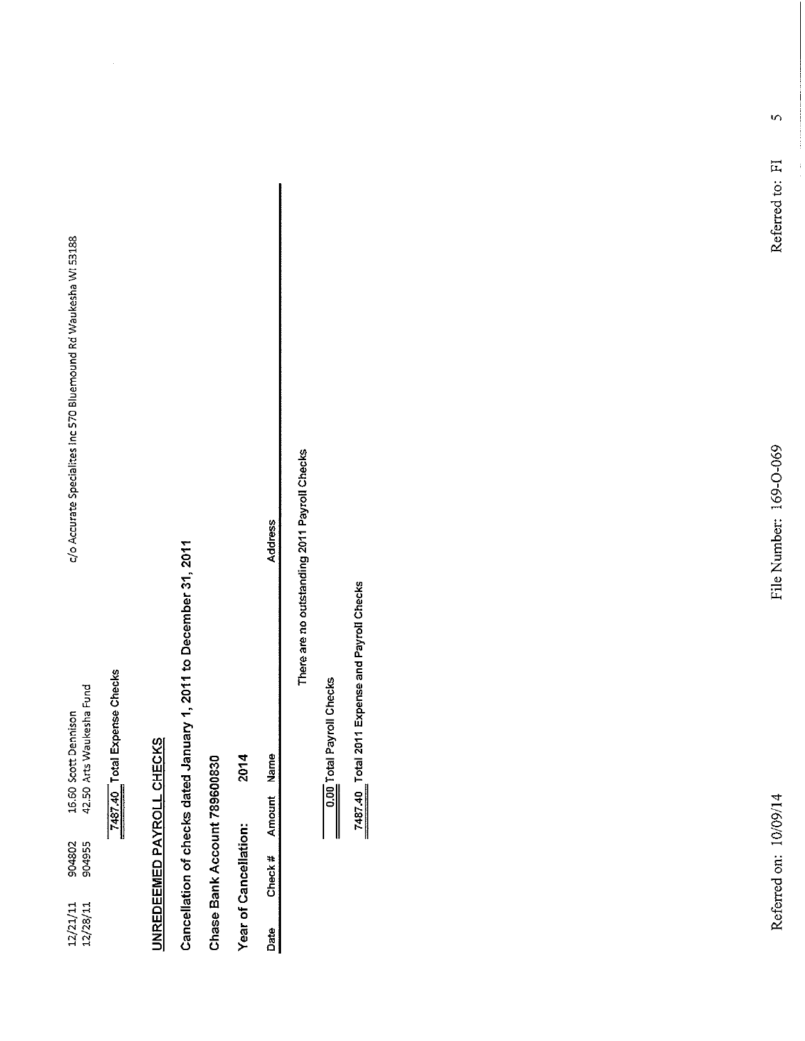| | | | | |
|---|---|---|---|---|
| 12/21/11 | 904802 | 16.50 | Scott Dennison | c/o Accurate Specialites Inc 570 Bluemound Rd Waukesha WI 53188 |
| 12/28/11 | 904955 | 42.50 | Arts Waukesha Fund | |

7487.40 Total Expense Checks

## UNREDEEMED PAYROLL CHECKS

**Cancellation of checks dated January 1, 2011 to December 31, 2011**

**Chase Bank Account 789600830**

**Year of Cancellation: 2014**

| Date | Check # | Amount | Name | Address |
|---|---|---|---|---|

There are no outstanding 2011 Payroll Checks

0.00 Total Payroll Checks

7487.40 Total 2011 Expense and Payroll Checks

Referred on: 10/09/14 File Number: 169-O-069 Referred to: FI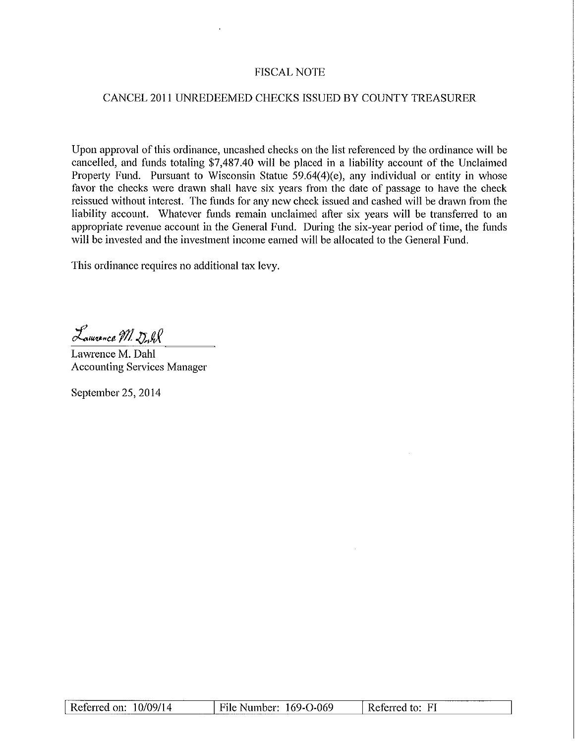# FISCAL NOTE

## CANCEL 2011 UNREDEEMED CHECKS ISSUED BY COUNTY TREASURER

Upon approval of this ordinance, uncashed checks on the list referenced by the ordinance will be cancelled, and funds totaling $7,487.40 will be placed in a liability account of the Unclaimed Property Fund. Pursuant to Wisconsin Statue 59.64(4)(e), any individual or entity in whose favor the checks were drawn shall have six years from the date of passage to have the check reissued without interest. The funds for any new check issued and cashed will be drawn from the liability account. Whatever funds remain unclaimed after six years will be transferred to an appropriate revenue account in the General Fund. During the six-year period of time, the funds will be invested and the investment income earned will be allocated to the General Fund.

This ordinance requires no additional tax levy.

*Lawrence M. Dahl*

Lawrence M. Dahl
Accounting Services Manager

September 25, 2014

| Referred on: 10/09/14 | File Number: 169-O-069 | Referred to: FI |
|---|---|---|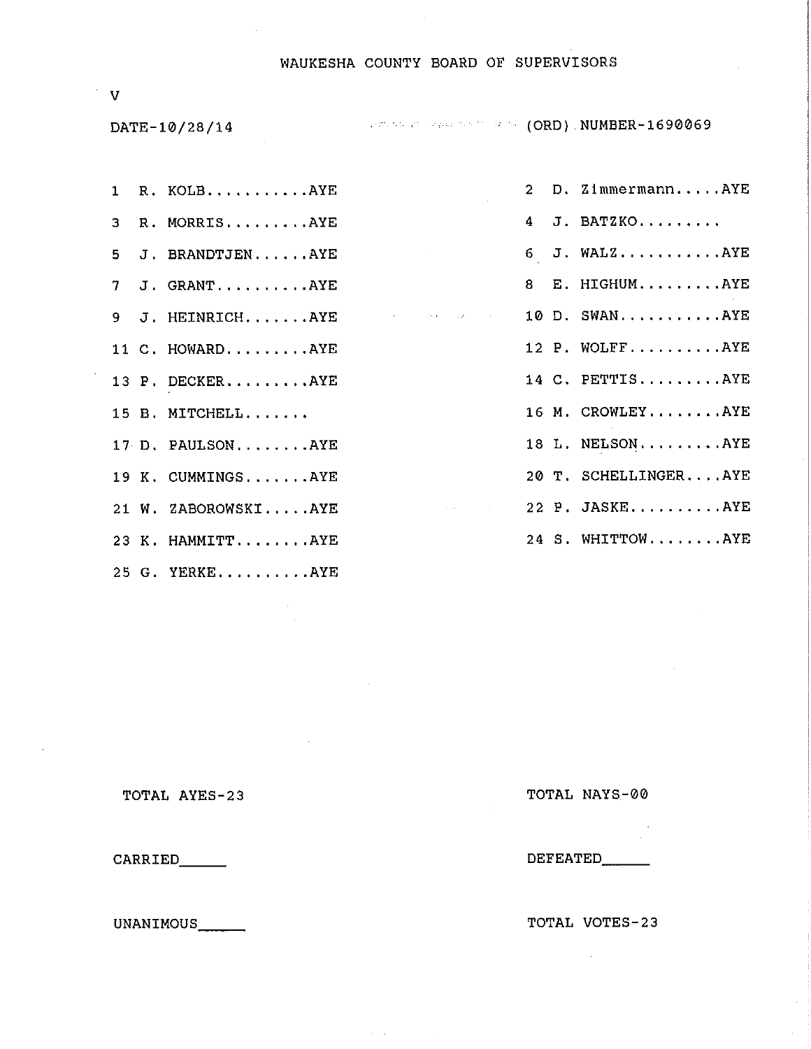# WAUKESHA COUNTY BOARD OF SUPERVISORS

V

DATE-10/28/14 (ORD) NUMBER-1690069

| | |
|---|---|
| 1 R. KOLB...........AYE | 2 D. Zimmermann.....AYE |
| 3 R. MORRIS.........AYE | 4 J. BATZKO......... |
| 5 J. BRANDTJEN......AYE | 6 J. WALZ...........AYE |
| 7 J. GRANT..........AYE | 8 E. HIGHUM.........AYE |
| 9 J. HEINRICH.......AYE | 10 D. SWAN...........AYE |
| 11 C. HOWARD.........AYE | 12 P. WOLFF..........AYE |
| 13 P. DECKER.........AYE | 14 C. PETTIS.........AYE |
| 15 B. MITCHELL....... | 16 M. CROWLEY........AYE |
| 17 D. PAULSON........AYE | 18 L. NELSON.........AYE |
| 19 K. CUMMINGS.......AYE | 20 T. SCHELLINGER....AYE |
| 21 W. ZABOROWSKI.....AYE | 22 P. JASKE..........AYE |
| 23 K. HAMMITT........AYE | 24 S. WHITTOW........AYE |
| 25 G. YERKE..........AYE | |

TOTAL AYES-23

TOTAL NAYS-00

CARRIED_____

DEFEATED_____

UNANIMOUS_____

TOTAL VOTES-23